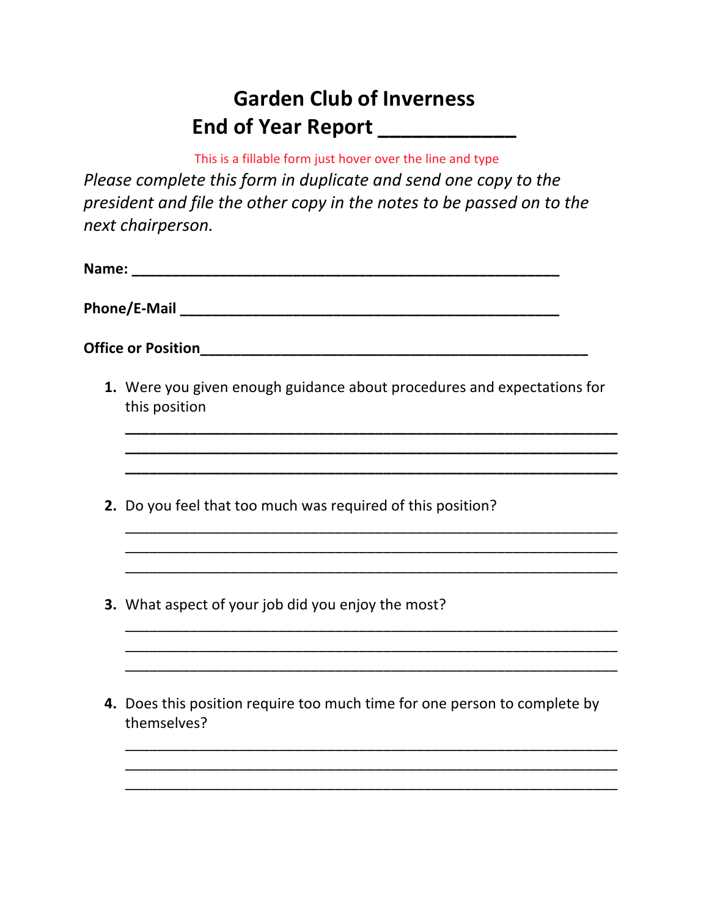# Garden Club of Inverness
# End of Year Report ____________

This is a fillable form just hover over the line and type

*Please complete this form in duplicate and send one copy to the president and file the other copy in the notes to be passed on to the next chairperson.*

**Name:** ________________________________________________

**Phone/E-Mail** __________________________________________

**Office or Position**_______________________________________

1. Were you given enough guidance about procedures and expectations for this position

   ______________________________________________________________
   ______________________________________________________________
   ______________________________________________________________

2. Do you feel that too much was required of this position?

   ______________________________________________________________
   ______________________________________________________________
   ______________________________________________________________

3. What aspect of your job did you enjoy the most?

   ______________________________________________________________
   ______________________________________________________________
   ______________________________________________________________

4. Does this position require too much time for one person to complete by themselves?

   ______________________________________________________________
   ______________________________________________________________
   ______________________________________________________________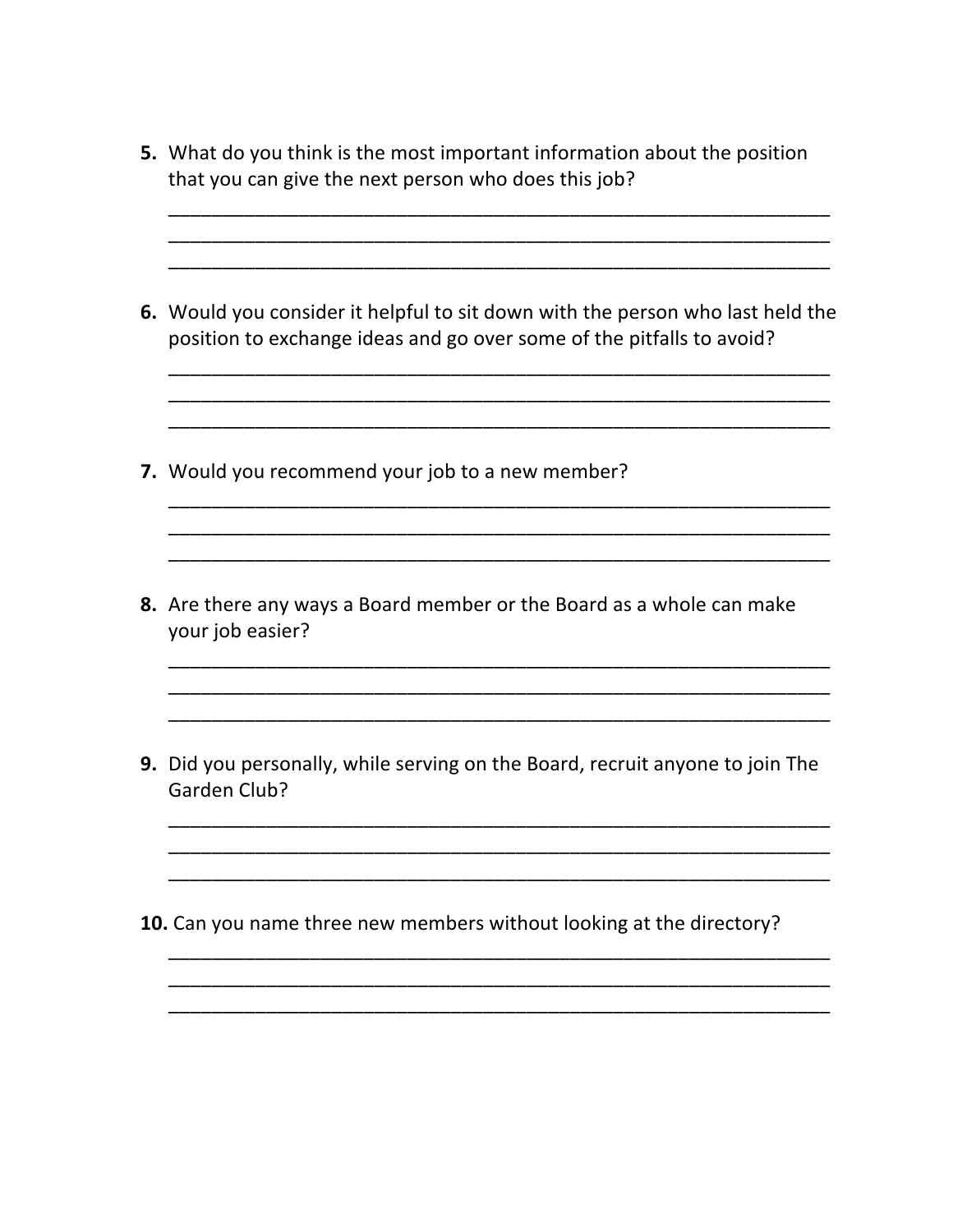5. What do you think is the most important information about the position that you can give the next person who does this job?

_______________________________________________________________
_______________________________________________________________
_______________________________________________________________

6. Would you consider it helpful to sit down with the person who last held the position to exchange ideas and go over some of the pitfalls to avoid?

_______________________________________________________________
_______________________________________________________________
_______________________________________________________________

7. Would you recommend your job to a new member?

_______________________________________________________________
_______________________________________________________________
_______________________________________________________________

8. Are there any ways a Board member or the Board as a whole can make your job easier?

_______________________________________________________________
_______________________________________________________________
_______________________________________________________________

9. Did you personally, while serving on the Board, recruit anyone to join The Garden Club?

_______________________________________________________________
_______________________________________________________________
_______________________________________________________________

10. Can you name three new members without looking at the directory?

_______________________________________________________________
_______________________________________________________________
_______________________________________________________________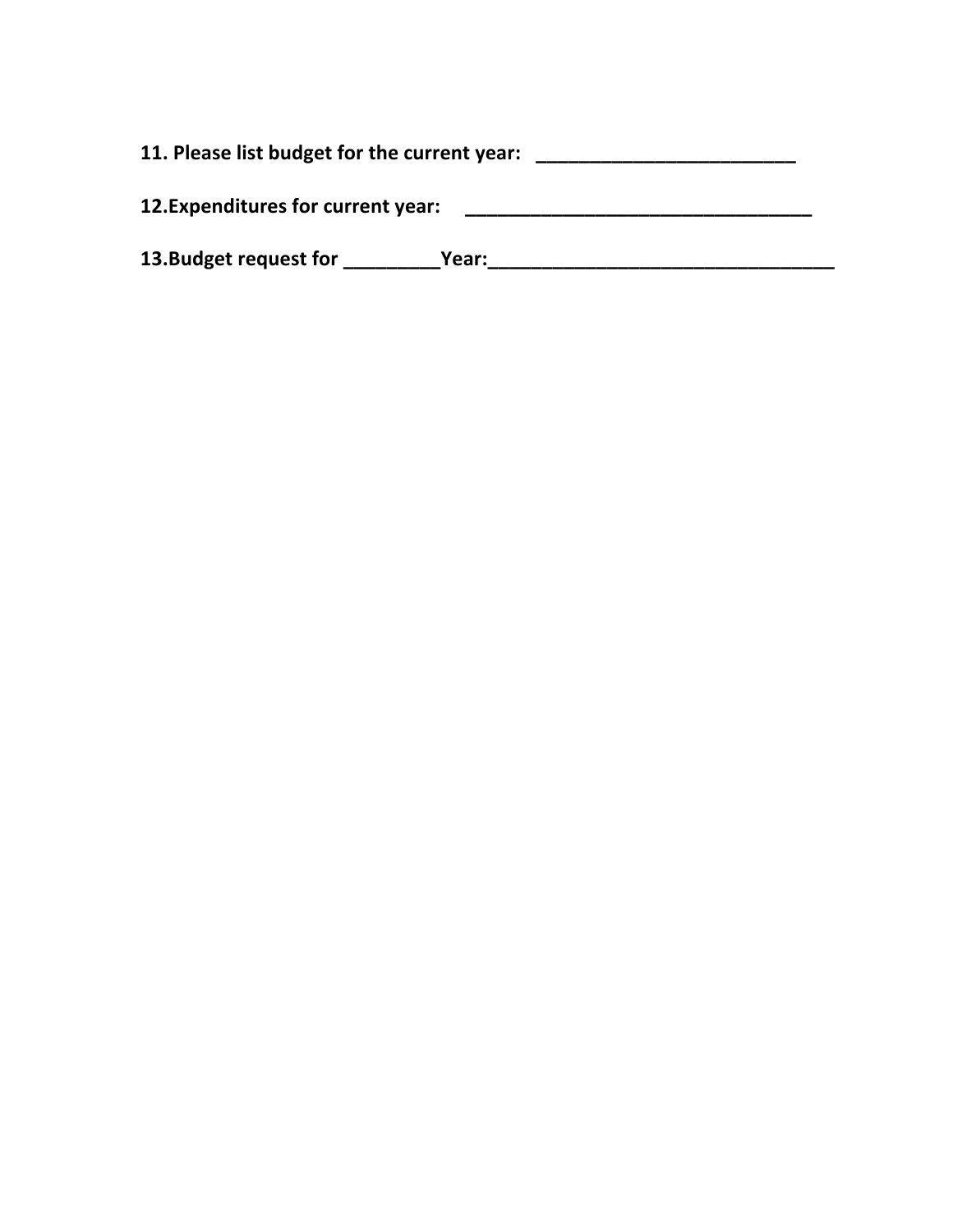**11. Please list budget for the current year: _________________________**

**12.Expenditures for current year: _________________________________**

**13.Budget request for _________Year:_________________________________**